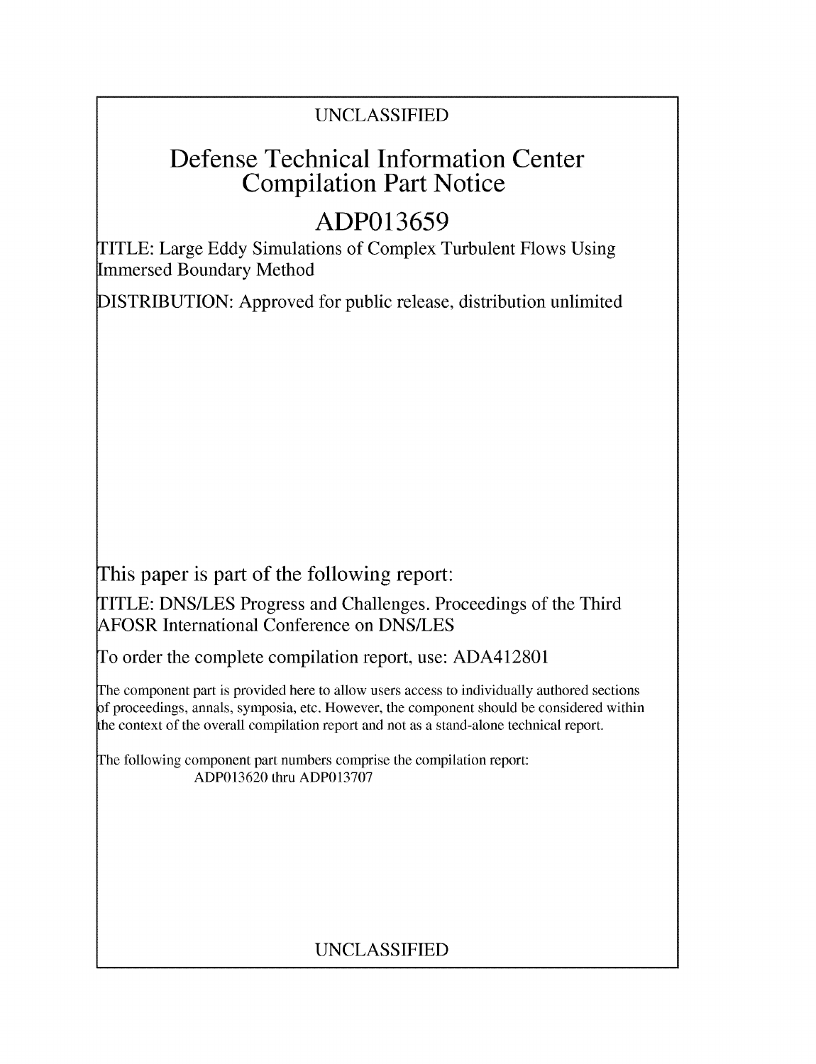UNCLASSIFIED

# Defense Technical Information Center Compilation Part Notice

# ADP013659

TITLE: Large Eddy Simulations of Complex Turbulent Flows Using Immersed Boundary Method

DISTRIBUTION: Approved for public release, distribution unlimited

This paper is part of the following report:

TITLE: DNS/LES Progress and Challenges. Proceedings of the Third AFOSR International Conference on DNS/LES

To order the complete compilation report, use: ADA412801

The component part is provided here to allow users access to individually authored sections of proceedings, annals, symposia, etc. However, the component should be considered within the context of the overall compilation report and not as a stand-alone technical report.

The following component part numbers comprise the compilation report:
ADP013620 thru ADP013707

UNCLASSIFIED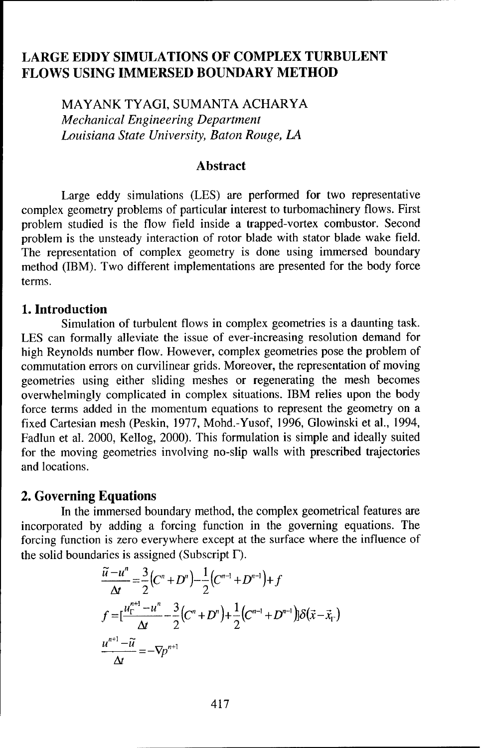# LARGE EDDY SIMULATIONS OF COMPLEX TURBULENT FLOWS USING IMMERSED BOUNDARY METHOD

MAYANK TYAGI, SUMANTA ACHARYA
*Mechanical Engineering Department*
*Louisiana State University, Baton Rouge, LA*

## Abstract

Large eddy simulations (LES) are performed for two representative complex geometry problems of particular interest to turbomachinery flows. First problem studied is the flow field inside a trapped-vortex combustor. Second problem is the unsteady interaction of rotor blade with stator blade wake field. The representation of complex geometry is done using immersed boundary method (IBM). Two different implementations are presented for the body force terms.

## 1. Introduction

Simulation of turbulent flows in complex geometries is a daunting task. LES can formally alleviate the issue of ever-increasing resolution demand for high Reynolds number flow. However, complex geometries pose the problem of commutation errors on curvilinear grids. Moreover, the representation of moving geometries using either sliding meshes or regenerating the mesh becomes overwhelmingly complicated in complex situations. IBM relies upon the body force terms added in the momentum equations to represent the geometry on a fixed Cartesian mesh (Peskin, 1977, Mohd.-Yusof, 1996, Glowinski et al., 1994, Fadlun et al. 2000, Kellog, 2000). This formulation is simple and ideally suited for the moving geometries involving no-slip walls with prescribed trajectories and locations.

## 2. Governing Equations

In the immersed boundary method, the complex geometrical features are incorporated by adding a forcing function in the governing equations. The forcing function is zero everywhere except at the surface where the influence of the solid boundaries is assigned (Subscript $\Gamma$).

$$\frac{\tilde{u}-u^n}{\Delta t}=\frac{3}{2}\left(C^n+D^n\right)-\frac{1}{2}\left(C^{n-1}+D^{n-1}\right)+f$$

$$f=\left[\frac{u_\Gamma^{n+1}-u^n}{\Delta t}-\frac{3}{2}\left(C^n+D^n\right)+\frac{1}{2}\left(C^{n-1}+D^{n-1}\right)\right]\delta(\vec{x}-\vec{x}_\Gamma)$$

$$\frac{u^{n+1}-\tilde{u}}{\Delta t}=-\nabla p^{n+1}$$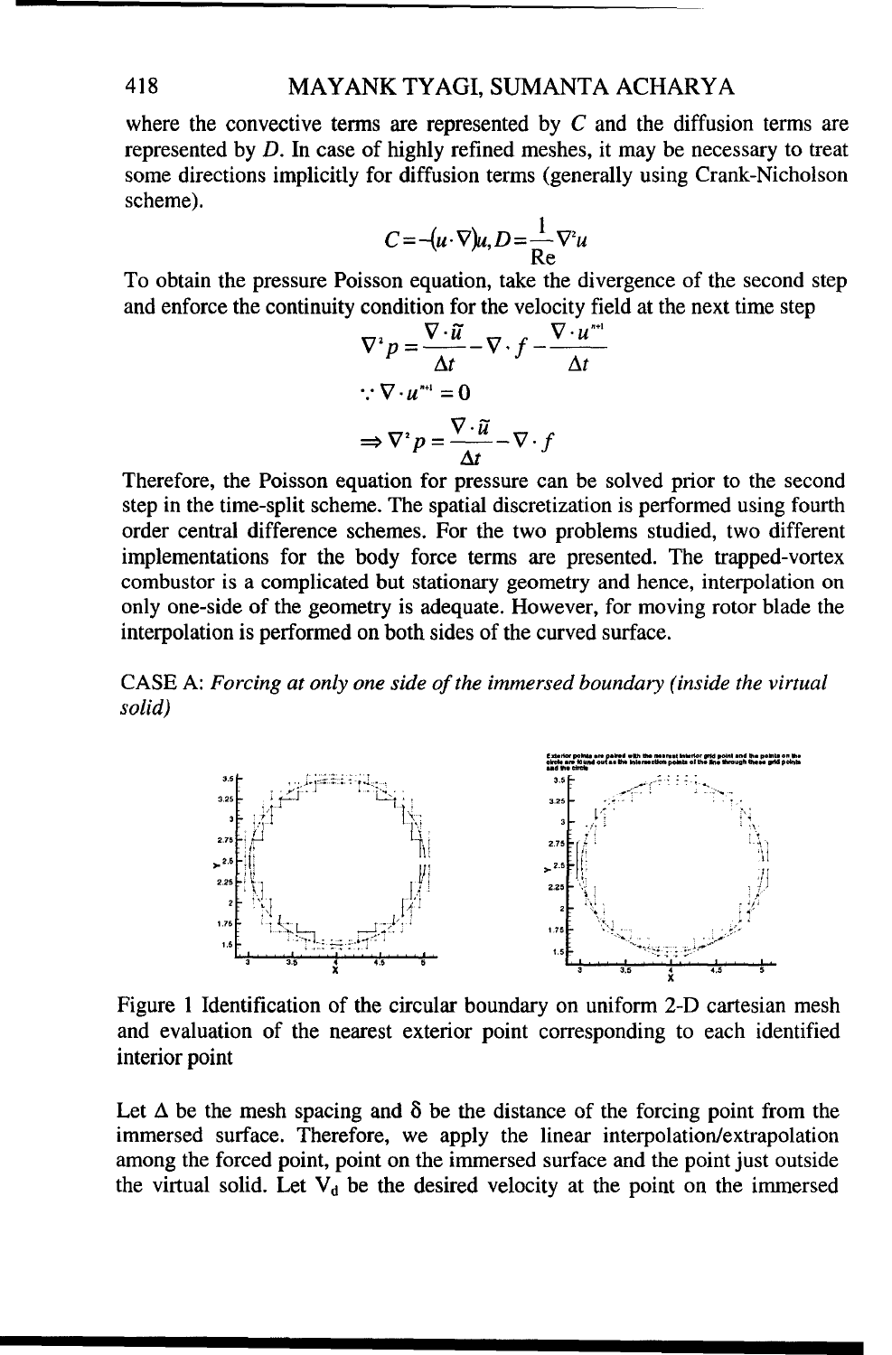where the convective terms are represented by $C$ and the diffusion terms are represented by $D$. In case of highly refined meshes, it may be necessary to treat some directions implicitly for diffusion terms (generally using Crank-Nicholson scheme).

$$C = -(u \cdot \nabla)u, D = \frac{1}{\text{Re}} \nabla^2 u$$

To obtain the pressure Poisson equation, take the divergence of the second step and enforce the continuity condition for the velocity field at the next time step

$$\nabla^2 p = \frac{\nabla \cdot \tilde{u}}{\Delta t} - \nabla \cdot f - \frac{\nabla \cdot u^{n+1}}{\Delta t}$$

$$\because \nabla \cdot u^{n+1} = 0$$

$$\Rightarrow \nabla^2 p = \frac{\nabla \cdot \tilde{u}}{\Delta t} - \nabla \cdot f$$

Therefore, the Poisson equation for pressure can be solved prior to the second step in the time-split scheme. The spatial discretization is performed using fourth order central difference schemes. For the two problems studied, two different implementations for the body force terms are presented. The trapped-vortex combustor is a complicated but stationary geometry and hence, interpolation on only one-side of the geometry is adequate. However, for moving rotor blade the interpolation is performed on both sides of the curved surface.

CASE A: *Forcing at only one side of the immersed boundary (inside the virtual solid)*

Figure 1 Identification of the circular boundary on uniform 2-D cartesian mesh and evaluation of the nearest exterior point corresponding to each identified interior point

Let $\Delta$ be the mesh spacing and $\delta$ be the distance of the forcing point from the immersed surface. Therefore, we apply the linear interpolation/extrapolation among the forced point, point on the immersed surface and the point just outside the virtual solid. Let $V_d$ be the desired velocity at the point on the immersed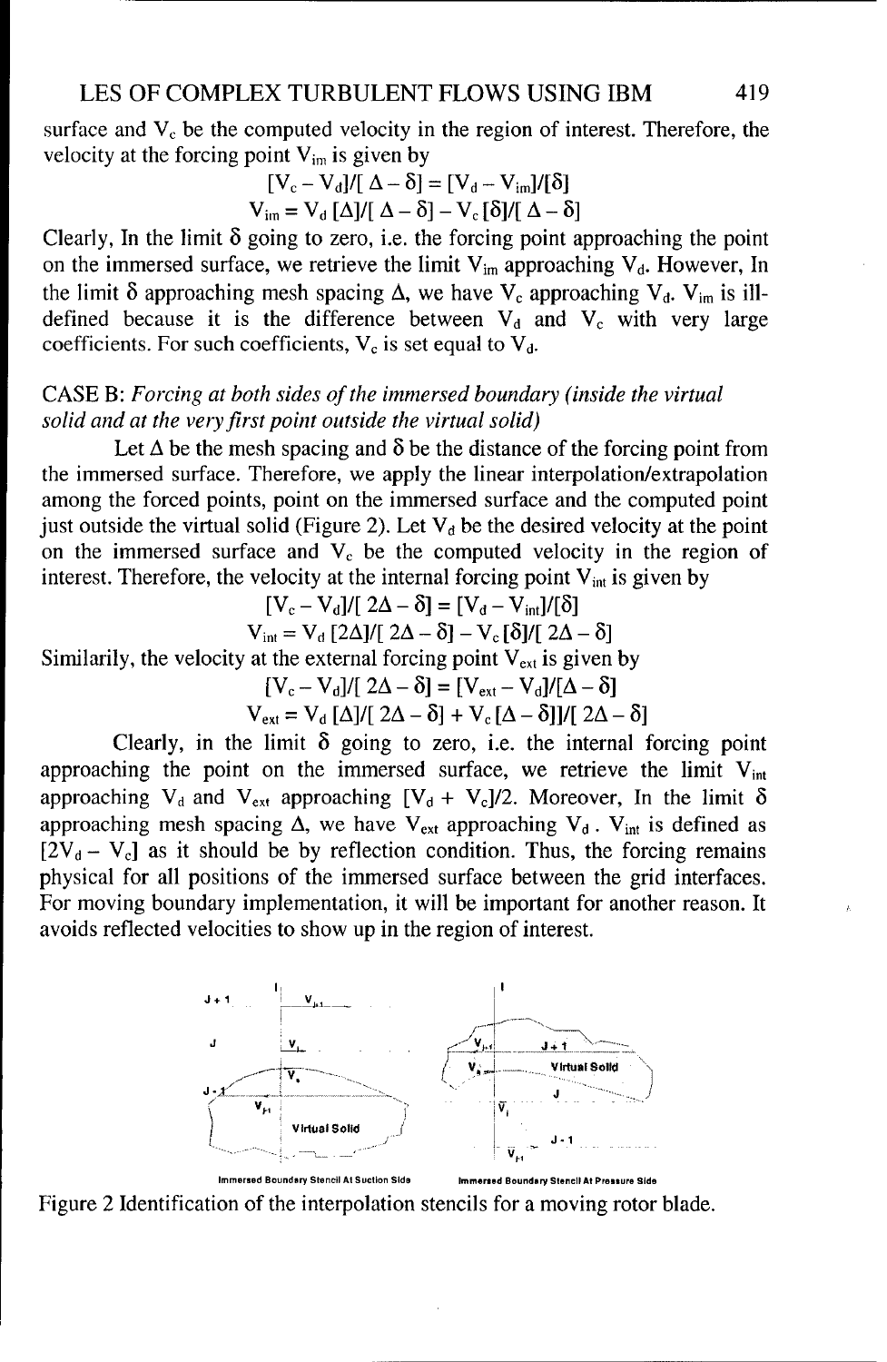surface and $V_c$ be the computed velocity in the region of interest. Therefore, the velocity at the forcing point $V_{im}$ is given by

$$[V_c - V_d]/[\Delta - \delta] = [V_d - V_{im}]/[\delta]$$

$$V_{im} = V_d [\Delta]/[\Delta - \delta] - V_c [\delta]/[\Delta - \delta]$$

Clearly, In the limit $\delta$ going to zero, i.e. the forcing point approaching the point on the immersed surface, we retrieve the limit $V_{im}$ approaching $V_d$. However, In the limit $\delta$ approaching mesh spacing $\Delta$, we have $V_c$ approaching $V_d$. $V_{im}$ is ill-defined because it is the difference between $V_d$ and $V_c$ with very large coefficients. For such coefficients, $V_c$ is set equal to $V_d$.

CASE B: *Forcing at both sides of the immersed boundary (inside the virtual solid and at the very first point outside the virtual solid)*

Let $\Delta$ be the mesh spacing and $\delta$ be the distance of the forcing point from the immersed surface. Therefore, we apply the linear interpolation/extrapolation among the forced points, point on the immersed surface and the computed point just outside the virtual solid (Figure 2). Let $V_d$ be the desired velocity at the point on the immersed surface and $V_c$ be the computed velocity in the region of interest. Therefore, the velocity at the internal forcing point $V_{int}$ is given by

$$[V_c - V_d]/[2\Delta - \delta] = [V_d - V_{int}]/[\delta]$$

$$V_{int} = V_d [2\Delta]/[2\Delta - \delta] - V_c [\delta]/[2\Delta - \delta]$$

Similarily, the velocity at the external forcing point $V_{ext}$ is given by

$$[V_c - V_d]/[2\Delta - \delta] = [V_{ext} - V_d]/[\Delta - \delta]$$

$$V_{ext} = V_d [\Delta]/[2\Delta - \delta] + V_c [\Delta - \delta]]/[2\Delta - \delta]$$

Clearly, in the limit $\delta$ going to zero, i.e. the internal forcing point approaching the point on the immersed surface, we retrieve the limit $V_{int}$ approaching $V_d$ and $V_{ext}$ approaching $[V_d + V_c]/2$. Moreover, In the limit $\delta$ approaching mesh spacing $\Delta$, we have $V_{ext}$ approaching $V_d$. $V_{int}$ is defined as $[2V_d - V_c]$ as it should be by reflection condition. Thus, the forcing remains physical for all positions of the immersed surface between the grid interfaces. For moving boundary implementation, it will be important for another reason. It avoids reflected velocities to show up in the region of interest.

Immersed Boundary Stencil At Suction Side    Immersed Boundary Stencil At Pressure Side

Figure 2 Identification of the interpolation stencils for a moving rotor blade.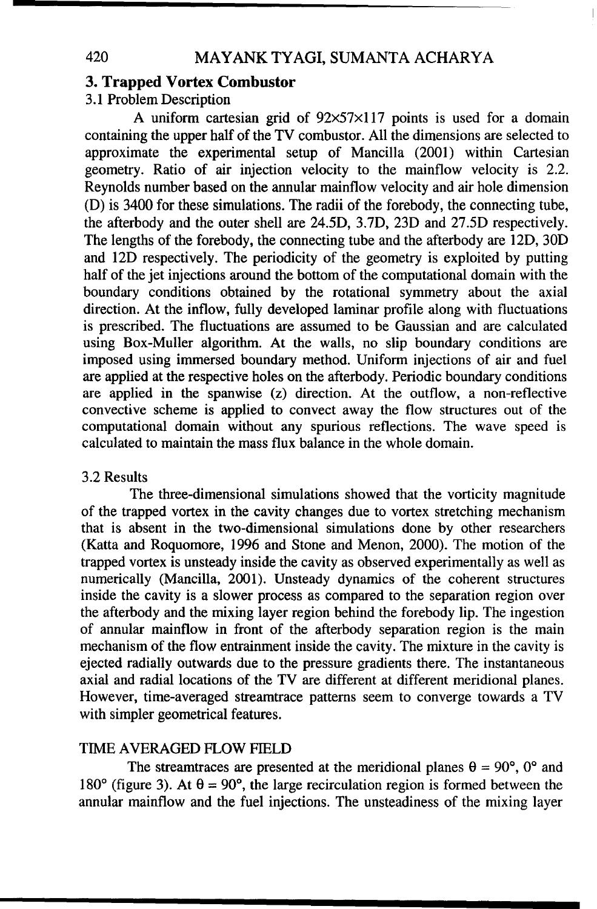## 3. Trapped Vortex Combustor

### 3.1 Problem Description

A uniform cartesian grid of 92×57×117 points is used for a domain containing the upper half of the TV combustor. All the dimensions are selected to approximate the experimental setup of Mancilla (2001) within Cartesian geometry. Ratio of air injection velocity to the mainflow velocity is 2.2. Reynolds number based on the annular mainflow velocity and air hole dimension (D) is 3400 for these simulations. The radii of the forebody, the connecting tube, the afterbody and the outer shell are 24.5D, 3.7D, 23D and 27.5D respectively. The lengths of the forebody, the connecting tube and the afterbody are 12D, 30D and 12D respectively. The periodicity of the geometry is exploited by putting half of the jet injections around the bottom of the computational domain with the boundary conditions obtained by the rotational symmetry about the axial direction. At the inflow, fully developed laminar profile along with fluctuations is prescribed. The fluctuations are assumed to be Gaussian and are calculated using Box-Muller algorithm. At the walls, no slip boundary conditions are imposed using immersed boundary method. Uniform injections of air and fuel are applied at the respective holes on the afterbody. Periodic boundary conditions are applied in the spanwise (z) direction. At the outflow, a non-reflective convective scheme is applied to convect away the flow structures out of the computational domain without any spurious reflections. The wave speed is calculated to maintain the mass flux balance in the whole domain.

### 3.2 Results

The three-dimensional simulations showed that the vorticity magnitude of the trapped vortex in the cavity changes due to vortex stretching mechanism that is absent in the two-dimensional simulations done by other researchers (Katta and Roquomore, 1996 and Stone and Menon, 2000). The motion of the trapped vortex is unsteady inside the cavity as observed experimentally as well as numerically (Mancilla, 2001). Unsteady dynamics of the coherent structures inside the cavity is a slower process as compared to the separation region over the afterbody and the mixing layer region behind the forebody lip. The ingestion of annular mainflow in front of the afterbody separation region is the main mechanism of the flow entrainment inside the cavity. The mixture in the cavity is ejected radially outwards due to the pressure gradients there. The instantaneous axial and radial locations of the TV are different at different meridional planes. However, time-averaged streamtrace patterns seem to converge towards a TV with simpler geometrical features.

#### TIME AVERAGED FLOW FIELD

The streamtraces are presented at the meridional planes $\theta = 90°$, $0°$ and $180°$ (figure 3). At $\theta = 90°$, the large recirculation region is formed between the annular mainflow and the fuel injections. The unsteadiness of the mixing layer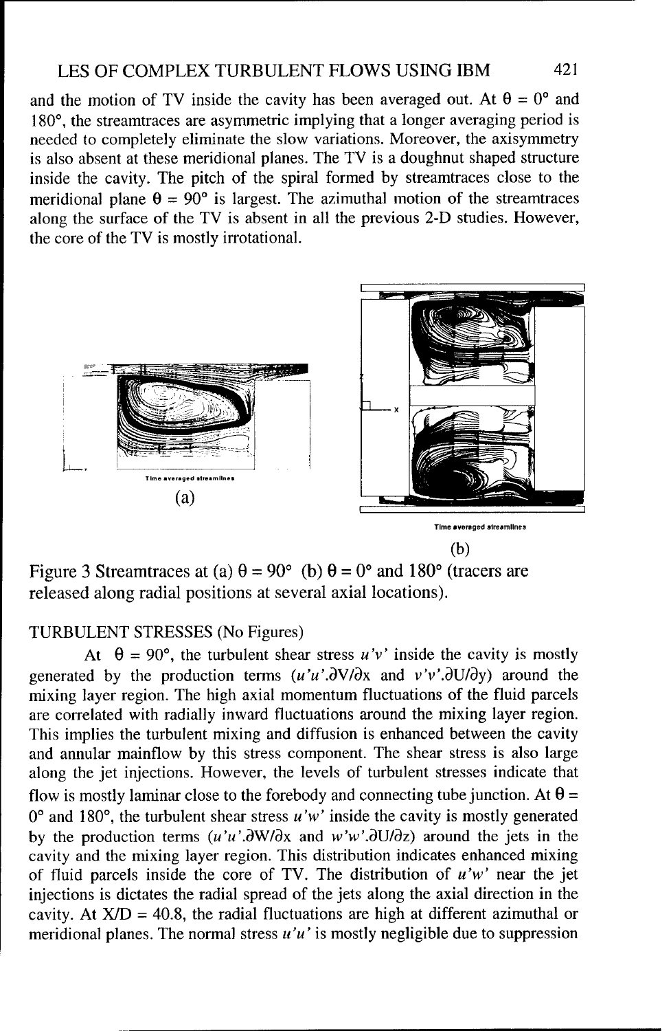and the motion of TV inside the cavity has been averaged out. At $\theta = 0°$ and $180°$, the streamtraces are asymmetric implying that a longer averaging period is needed to completely eliminate the slow variations. Moreover, the axisymmetry is also absent at these meridional planes. The TV is a doughnut shaped structure inside the cavity. The pitch of the spiral formed by streamtraces close to the meridional plane $\theta = 90°$ is largest. The azimuthal motion of the streamtraces along the surface of the TV is absent in all the previous 2-D studies. However, the core of the TV is mostly irrotational.

Figure 3 Streamtraces at (a) $\theta = 90°$ (b) $\theta = 0°$ and $180°$ (tracers are released along radial positions at several axial locations).

TURBULENT STRESSES (No Figures)

At $\theta = 90°$, the turbulent shear stress $u'v'$ inside the cavity is mostly generated by the production terms ($u'u'.\partial V/\partial x$ and $v'v'.\partial U/\partial y$) around the mixing layer region. The high axial momentum fluctuations of the fluid parcels are correlated with radially inward fluctuations around the mixing layer region. This implies the turbulent mixing and diffusion is enhanced between the cavity and annular mainflow by this stress component. The shear stress is also large along the jet injections. However, the levels of turbulent stresses indicate that flow is mostly laminar close to the forebody and connecting tube junction. At $\theta = 0°$ and $180°$, the turbulent shear stress $u'w'$ inside the cavity is mostly generated by the production terms ($u'u'.\partial W/\partial x$ and $w'w'.\partial U/\partial z$) around the jets in the cavity and the mixing layer region. This distribution indicates enhanced mixing of fluid parcels inside the core of TV. The distribution of $u'w'$ near the jet injections is dictates the radial spread of the jets along the axial direction in the cavity. At $X/D = 40.8$, the radial fluctuations are high at different azimuthal or meridional planes. The normal stress $u'u'$ is mostly negligible due to suppression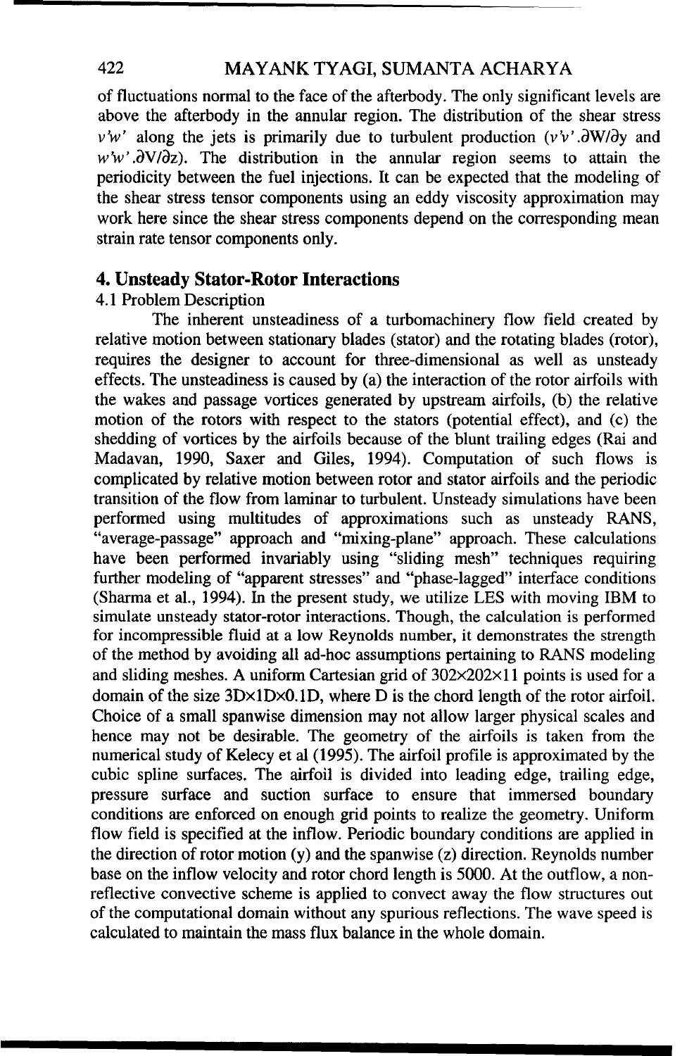of fluctuations normal to the face of the afterbody. The only significant levels are above the afterbody in the annular region. The distribution of the shear stress $v'w'$ along the jets is primarily due to turbulent production ($v'v'.\partial W/\partial y$ and $w'w'.\partial V/\partial z$). The distribution in the annular region seems to attain the periodicity between the fuel injections. It can be expected that the modeling of the shear stress tensor components using an eddy viscosity approximation may work here since the shear stress components depend on the corresponding mean strain rate tensor components only.

## 4. Unsteady Stator-Rotor Interactions

### 4.1 Problem Description

The inherent unsteadiness of a turbomachinery flow field created by relative motion between stationary blades (stator) and the rotating blades (rotor), requires the designer to account for three-dimensional as well as unsteady effects. The unsteadiness is caused by (a) the interaction of the rotor airfoils with the wakes and passage vortices generated by upstream airfoils, (b) the relative motion of the rotors with respect to the stators (potential effect), and (c) the shedding of vortices by the airfoils because of the blunt trailing edges (Rai and Madavan, 1990, Saxer and Giles, 1994). Computation of such flows is complicated by relative motion between rotor and stator airfoils and the periodic transition of the flow from laminar to turbulent. Unsteady simulations have been performed using multitudes of approximations such as unsteady RANS, "average-passage" approach and "mixing-plane" approach. These calculations have been performed invariably using "sliding mesh" techniques requiring further modeling of "apparent stresses" and "phase-lagged" interface conditions (Sharma et al., 1994). In the present study, we utilize LES with moving IBM to simulate unsteady stator-rotor interactions. Though, the calculation is performed for incompressible fluid at a low Reynolds number, it demonstrates the strength of the method by avoiding all ad-hoc assumptions pertaining to RANS modeling and sliding meshes. A uniform Cartesian grid of $302\times202\times11$ points is used for a domain of the size $3\text{D}\times1\text{D}\times0.1\text{D}$, where D is the chord length of the rotor airfoil. Choice of a small spanwise dimension may not allow larger physical scales and hence may not be desirable. The geometry of the airfoils is taken from the numerical study of Kelecy et al (1995). The airfoil profile is approximated by the cubic spline surfaces. The airfoil is divided into leading edge, trailing edge, pressure surface and suction surface to ensure that immersed boundary conditions are enforced on enough grid points to realize the geometry. Uniform flow field is specified at the inflow. Periodic boundary conditions are applied in the direction of rotor motion (y) and the spanwise (z) direction. Reynolds number base on the inflow velocity and rotor chord length is 5000. At the outflow, a non-reflective convective scheme is applied to convect away the flow structures out of the computational domain without any spurious reflections. The wave speed is calculated to maintain the mass flux balance in the whole domain.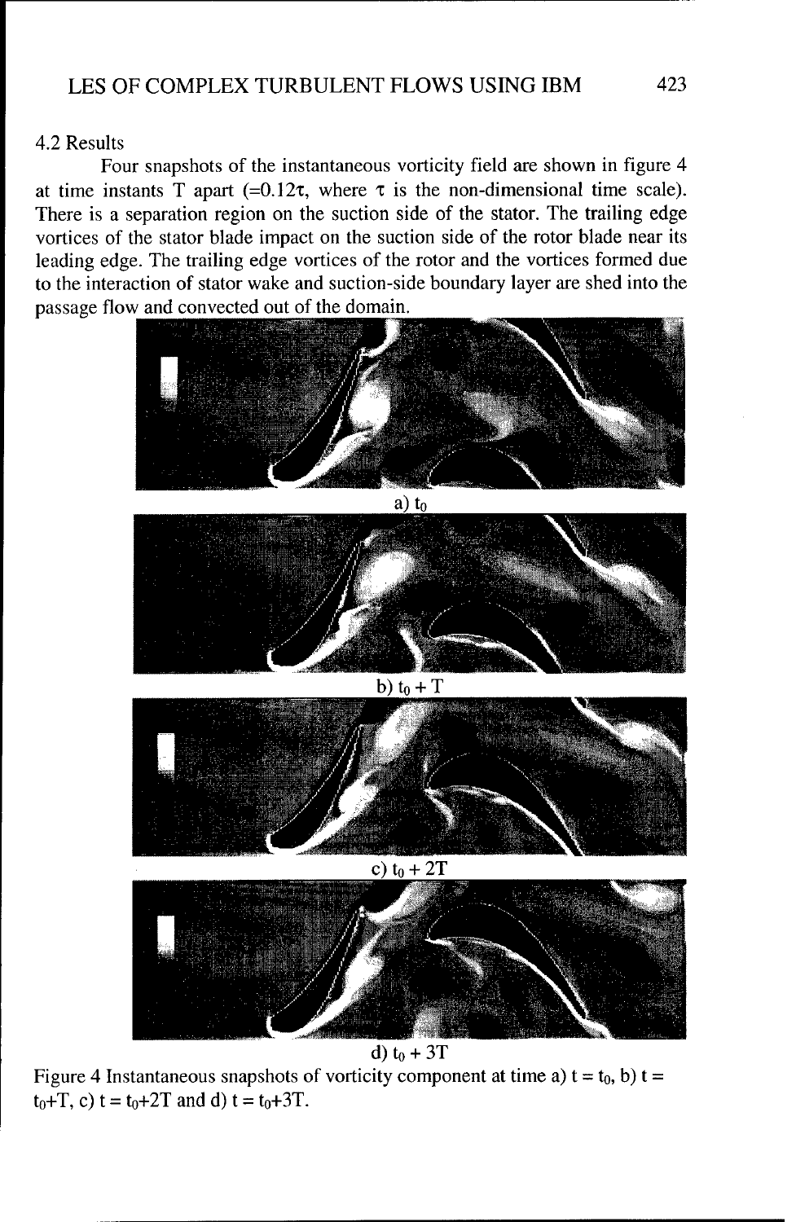### 4.2 Results

Four snapshots of the instantaneous vorticity field are shown in figure 4 at time instants T apart (=0.12τ, where τ is the non-dimensional time scale). There is a separation region on the suction side of the stator. The trailing edge vortices of the stator blade impact on the suction side of the rotor blade near its leading edge. The trailing edge vortices of the rotor and the vortices formed due to the interaction of stator wake and suction-side boundary layer are shed into the passage flow and convected out of the domain.

a) $t_0$

b) $t_0 + T$

c) $t_0 + 2T$

d) $t_0 + 3T$

Figure 4 Instantaneous snapshots of vorticity component at time a) $t = t_0$, b) $t = t_0+T$, c) $t = t_0+2T$ and d) $t = t_0+3T$.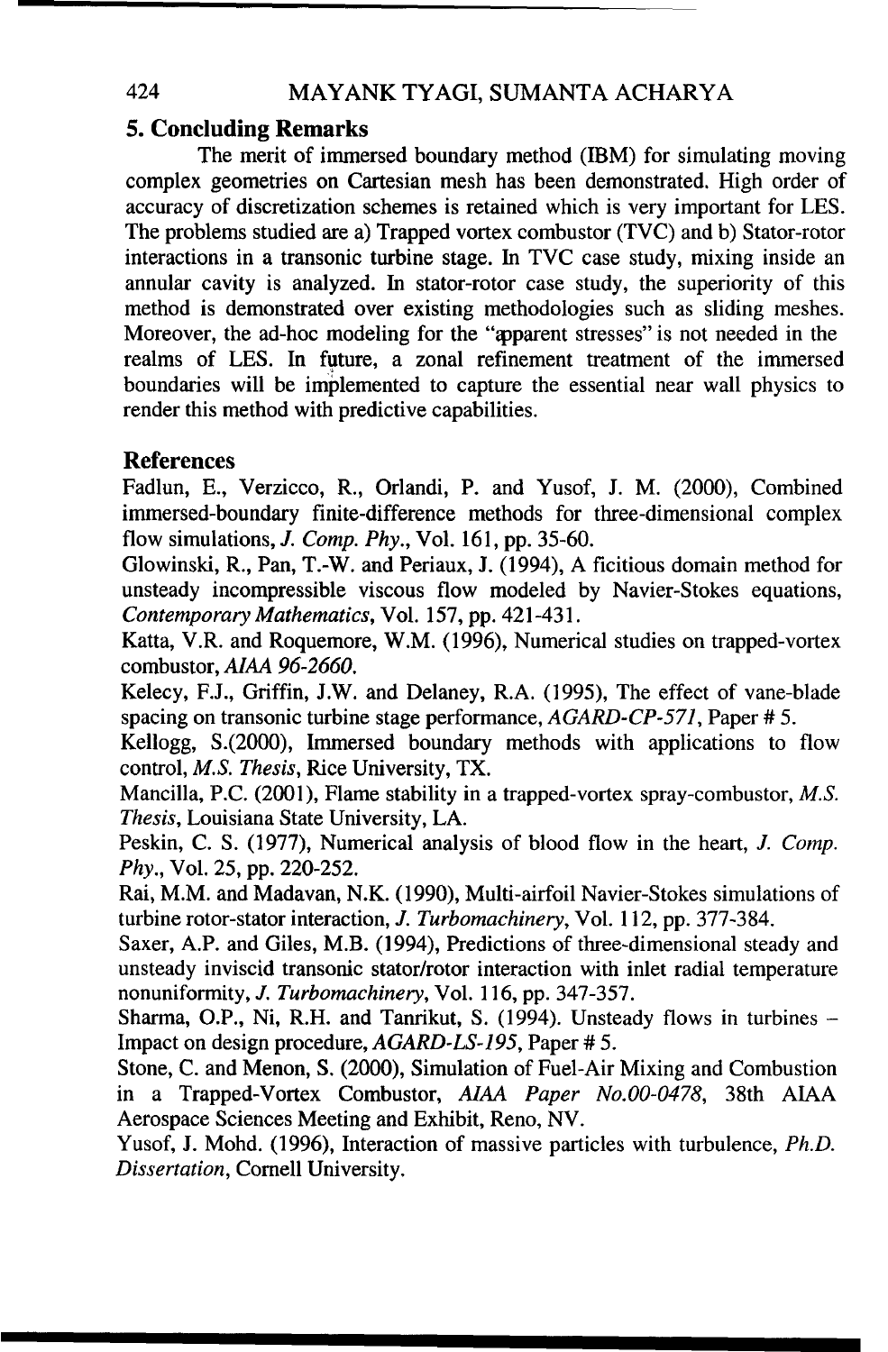## 5. Concluding Remarks

The merit of immersed boundary method (IBM) for simulating moving complex geometries on Cartesian mesh has been demonstrated. High order of accuracy of discretization schemes is retained which is very important for LES. The problems studied are a) Trapped vortex combustor (TVC) and b) Stator-rotor interactions in a transonic turbine stage. In TVC case study, mixing inside an annular cavity is analyzed. In stator-rotor case study, the superiority of this method is demonstrated over existing methodologies such as sliding meshes. Moreover, the ad-hoc modeling for the "apparent stresses" is not needed in the realms of LES. In future, a zonal refinement treatment of the immersed boundaries will be implemented to capture the essential near wall physics to render this method with predictive capabilities.

## References

Fadlun, E., Verzicco, R., Orlandi, P. and Yusof, J. M. (2000), Combined immersed-boundary finite-difference methods for three-dimensional complex flow simulations, *J. Comp. Phy.*, Vol. 161, pp. 35-60.

Glowinski, R., Pan, T.-W. and Periaux, J. (1994), A ficitious domain method for unsteady incompressible viscous flow modeled by Navier-Stokes equations, *Contemporary Mathematics*, Vol. 157, pp. 421-431.

Katta, V.R. and Roquemore, W.M. (1996), Numerical studies on trapped-vortex combustor, *AIAA 96-2660*.

Kelecy, F.J., Griffin, J.W. and Delaney, R.A. (1995), The effect of vane-blade spacing on transonic turbine stage performance, *AGARD-CP-571*, Paper # 5.

Kellogg, S.(2000), Immersed boundary methods with applications to flow control, *M.S. Thesis*, Rice University, TX.

Mancilla, P.C. (2001), Flame stability in a trapped-vortex spray-combustor, *M.S. Thesis*, Louisiana State University, LA.

Peskin, C. S. (1977), Numerical analysis of blood flow in the heart, *J. Comp. Phy.*, Vol. 25, pp. 220-252.

Rai, M.M. and Madavan, N.K. (1990), Multi-airfoil Navier-Stokes simulations of turbine rotor-stator interaction, *J. Turbomachinery*, Vol. 112, pp. 377-384.

Saxer, A.P. and Giles, M.B. (1994), Predictions of three-dimensional steady and unsteady inviscid transonic stator/rotor interaction with inlet radial temperature nonuniformity, *J. Turbomachinery*, Vol. 116, pp. 347-357.

Sharma, O.P., Ni, R.H. and Tanrikut, S. (1994). Unsteady flows in turbines – Impact on design procedure, *AGARD-LS-195*, Paper # 5.

Stone, C. and Menon, S. (2000), Simulation of Fuel-Air Mixing and Combustion in a Trapped-Vortex Combustor, *AIAA Paper No.00-0478*, 38th AIAA Aerospace Sciences Meeting and Exhibit, Reno, NV.

Yusof, J. Mohd. (1996), Interaction of massive particles with turbulence, *Ph.D. Dissertation*, Cornell University.